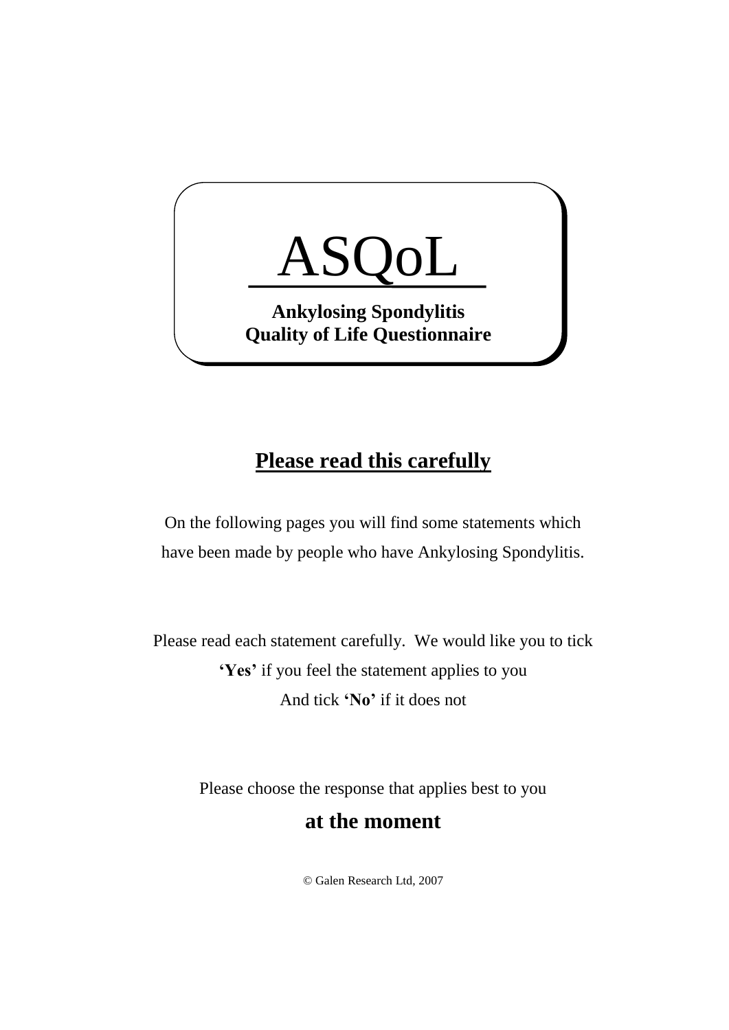# ASQoL

**Ankylosing Spondylitis Quality of Life Questionnaire**

## Please read this carefully

On the following pages you will find some statements which have been made by people who have Ankylosing Spondylitis.

Please read each statement carefully. We would like you to tick **'Yes'** if you feel the statement applies to you And tick **'No'** if it does not

Please choose the response that applies best to you

**at the moment**

© Galen Research Ltd, 2007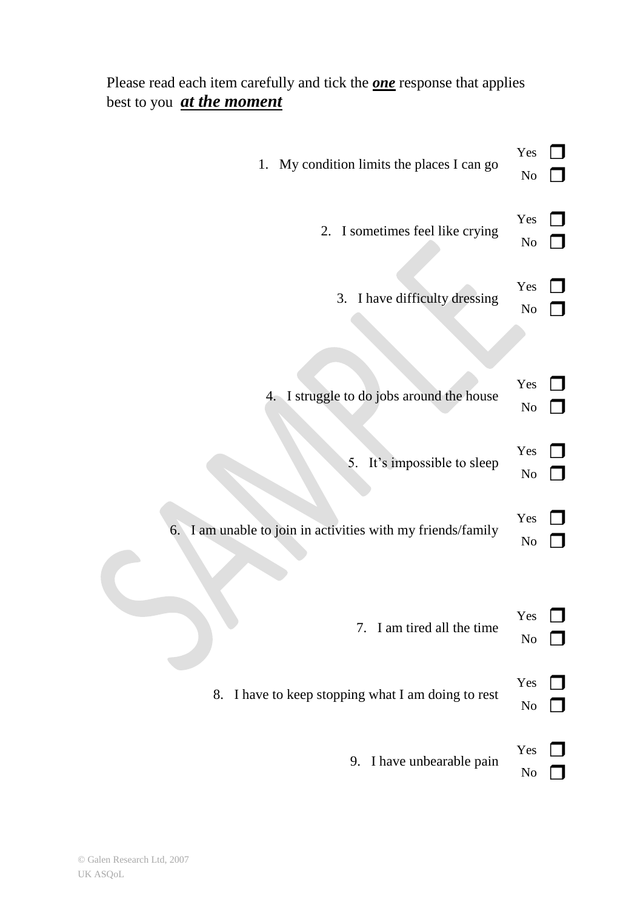Please read each item carefully and tick the ***one*** response that applies best to you ***at the moment***

1. My condition limits the places I can go
   - Yes ❒
   - No ❒

2. I sometimes feel like crying
   - Yes ❒
   - No ❒

3. I have difficulty dressing
   - Yes ❒
   - No ❒

4. I struggle to do jobs around the house
   - Yes ❒
   - No ❒

5. It's impossible to sleep
   - Yes ❒
   - No ❒

6. I am unable to join in activities with my friends/family
   - Yes ❒
   - No ❒

7. I am tired all the time
   - Yes ❒
   - No ❒

8. I have to keep stopping what I am doing to rest
   - Yes ❒
   - No ❒

9. I have unbearable pain
   - Yes ❒
   - No ❒

© Galen Research Ltd, 2007
UK ASQoL